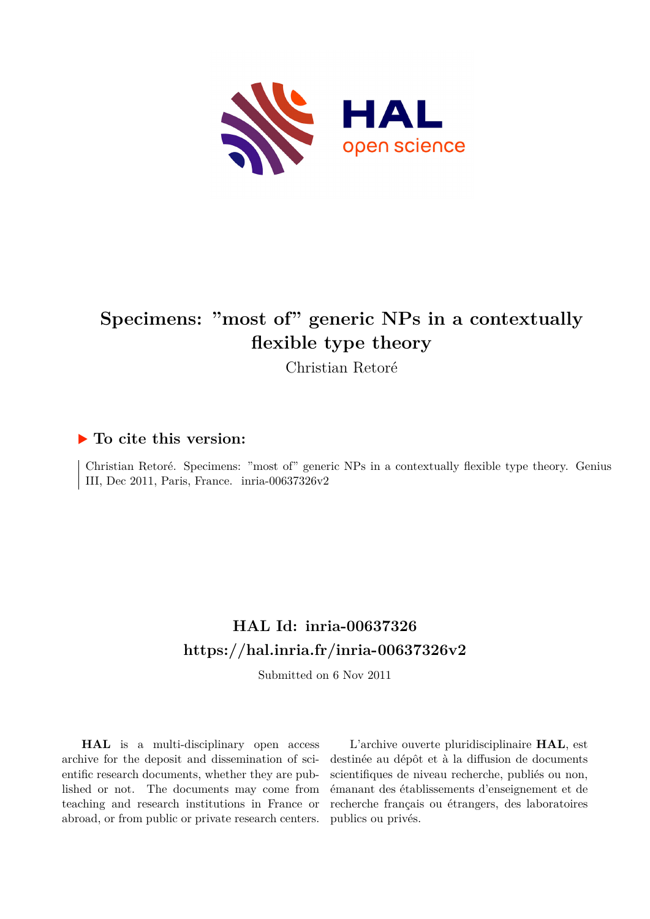# Specimens: "most of" generic NPs in a contextually flexible type theory

Christian Retoré

## ▶ To cite this version:

Christian Retoré. Specimens: "most of" generic NPs in a contextually flexible type theory. Genius III, Dec 2011, Paris, France. inria-00637326v2

## HAL Id: inria-00637326
## https://hal.inria.fr/inria-00637326v2

Submitted on 6 Nov 2011

**HAL** is a multi-disciplinary open access archive for the deposit and dissemination of scientific research documents, whether they are published or not. The documents may come from teaching and research institutions in France or abroad, or from public or private research centers.

L'archive ouverte pluridisciplinaire **HAL**, est destinée au dépôt et à la diffusion de documents scientifiques de niveau recherche, publiés ou non, émanant des établissements d'enseignement et de recherche français ou étrangers, des laboratoires publics ou privés.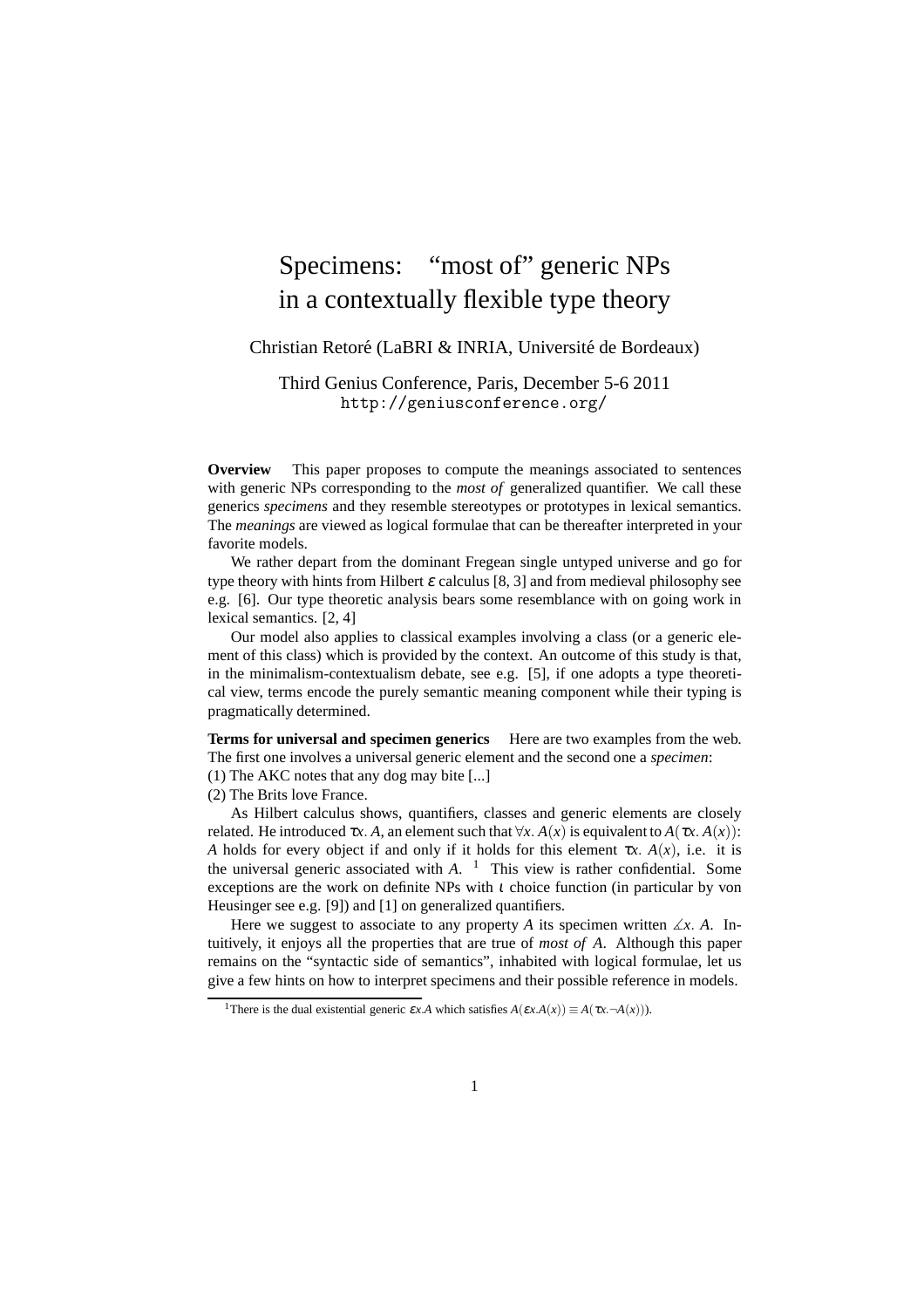# Specimens: "most of" generic NPs in a contextually flexible type theory

Christian Retoré (LaBRI & INRIA, Université de Bordeaux)

Third Genius Conference, Paris, December 5-6 2011
http://geniusconference.org/

**Overview** This paper proposes to compute the meanings associated to sentences with generic NPs corresponding to the *most of* generalized quantifier. We call these generics *specimens* and they resemble stereotypes or prototypes in lexical semantics. The *meanings* are viewed as logical formulae that can be thereafter interpreted in your favorite models.

We rather depart from the dominant Fregean single untyped universe and go for type theory with hints from Hilbert $\varepsilon$ calculus [8, 3] and from medieval philosophy see e.g. [6]. Our type theoretic analysis bears some resemblance with on going work in lexical semantics. [2, 4]

Our model also applies to classical examples involving a class (or a generic element of this class) which is provided by the context. An outcome of this study is that, in the minimalism-contextualism debate, see e.g. [5], if one adopts a type theoretical view, terms encode the purely semantic meaning component while their typing is pragmatically determined.

**Terms for universal and specimen generics** Here are two examples from the web. The first one involves a universal generic element and the second one a *specimen*:

(1) The AKC notes that any dog may bite [...]

(2) The Brits love France.

As Hilbert calculus shows, quantifiers, classes and generic elements are closely related. He introduced $\tau x.\, A$, an element such that $\forall x.\, A(x)$ is equivalent to $A(\tau x.\, A(x))$: $A$ holds for every object if and only if it holds for this element $\tau x.\, A(x)$, i.e. it is the universal generic associated with $A$. [1] This view is rather confidential. Some exceptions are the work on definite NPs with $\iota$ choice function (in particular by von Heusinger see e.g. [9]) and [1] on generalized quantifiers.

Here we suggest to associate to any property $A$ its specimen written $\measuredangle x.\, A$. Intuitively, it enjoys all the properties that are true of *most of* $A$. Although this paper remains on the "syntactic side of semantics", inhabited with logical formulae, let us give a few hints on how to interpret specimens and their possible reference in models.

[1] There is the dual existential generic $\varepsilon x.A$ which satisfies $A(\varepsilon x.A(x)) \equiv A(\tau x.\neg A(x)))$.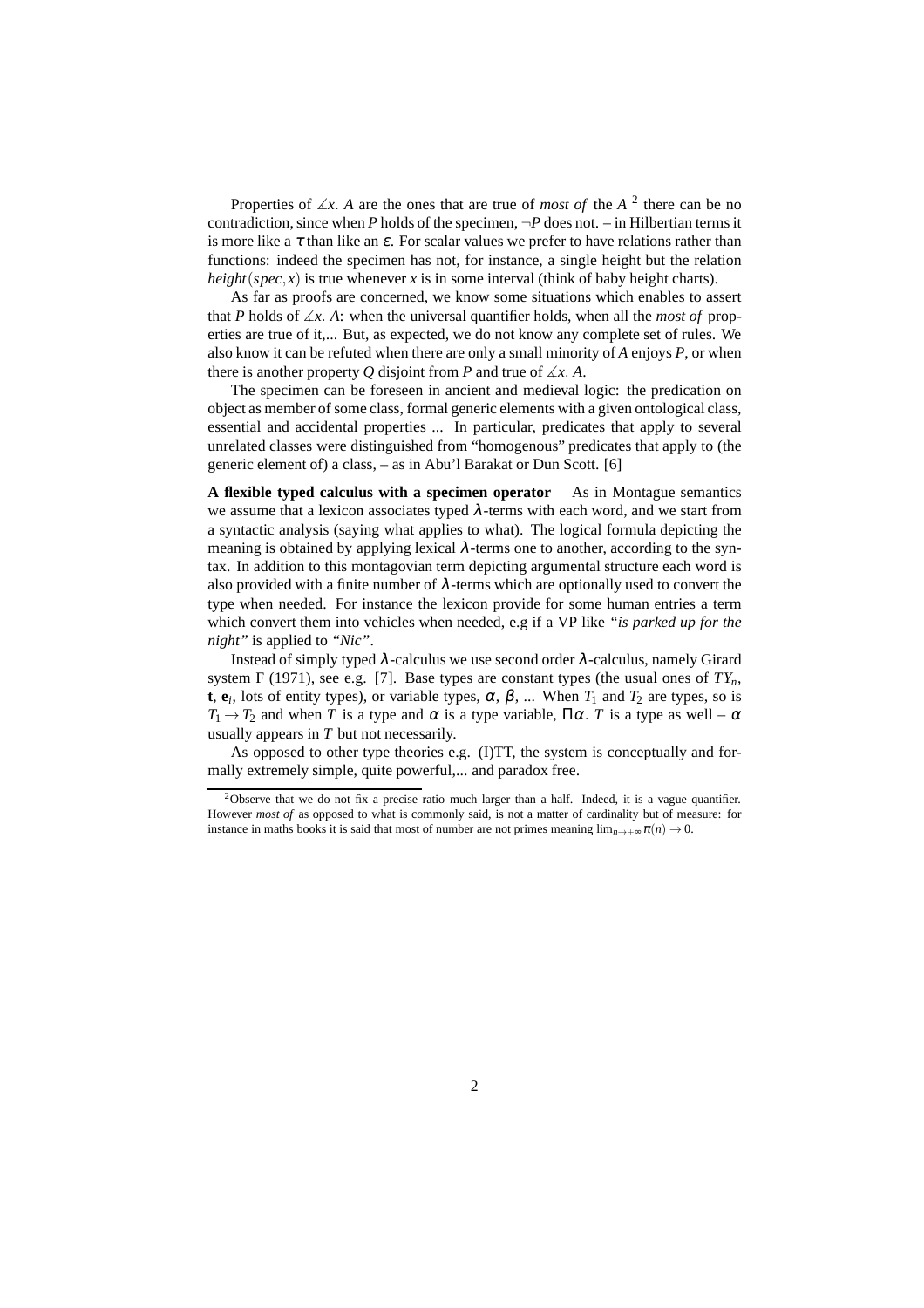Properties of $\measuredangle x.\ A$ are the ones that are true of *most of* the $A$ [2] there can be no contradiction, since when $P$ holds of the specimen, $\neg P$ does not. – in Hilbertian terms it is more like a $\tau$ than like an $\varepsilon$. For scalar values we prefer to have relations rather than functions: indeed the specimen has not, for instance, a single height but the relation $height(spec, x)$ is true whenever $x$ is in some interval (think of baby height charts).

As far as proofs are concerned, we know some situations which enables to assert that $P$ holds of $\measuredangle x.\ A$: when the universal quantifier holds, when all the *most of* properties are true of it,... But, as expected, we do not know any complete set of rules. We also know it can be refuted when there are only a small minority of $A$ enjoys $P$, or when there is another property $Q$ disjoint from $P$ and true of $\measuredangle x.\ A$.

The specimen can be foreseen in ancient and medieval logic: the predication on object as member of some class, formal generic elements with a given ontological class, essential and accidental properties ... In particular, predicates that apply to several unrelated classes were distinguished from "homogenous" predicates that apply to (the generic element of) a class, – as in Abu'l Barakat or Dun Scott. [6]

**A flexible typed calculus with a specimen operator** As in Montague semantics we assume that a lexicon associates typed $\lambda$-terms with each word, and we start from a syntactic analysis (saying what applies to what). The logical formula depicting the meaning is obtained by applying lexical $\lambda$-terms one to another, according to the syntax. In addition to this montagovian term depicting argumental structure each word is also provided with a finite number of $\lambda$-terms which are optionally used to convert the type when needed. For instance the lexicon provide for some human entries a term which convert them into vehicles when needed, e.g if a VP like *"is parked up for the night"* is applied to *"Nic"*.

Instead of simply typed $\lambda$-calculus we use second order $\lambda$-calculus, namely Girard system F (1971), see e.g. [7]. Base types are constant types (the usual ones of $TY_n$, $\mathbf{t}$, $\mathbf{e}_i$, lots of entity types), or variable types, $\alpha$, $\beta$, ... When $T_1$ and $T_2$ are types, so is $T_1 \rightarrow T_2$ and when $T$ is a type and $\alpha$ is a type variable, $\Pi\alpha.\ T$ is a type as well – $\alpha$ usually appears in $T$ but not necessarily.

As opposed to other type theories e.g. (I)TT, the system is conceptually and formally extremely simple, quite powerful,... and paradox free.

---

[2] Observe that we do not fix a precise ratio much larger than a half. Indeed, it is a vague quantifier. However *most of* as opposed to what is commonly said, is not a matter of cardinality but of measure: for instance in maths books it is said that most of number are not primes meaning $\lim_{n\rightarrow+\infty} \pi(n) \rightarrow 0$.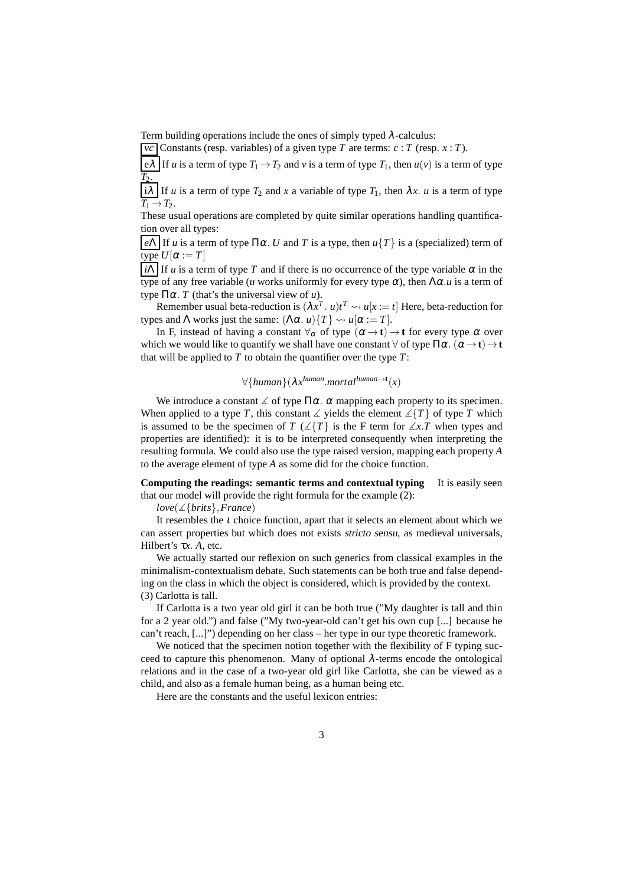Term building operations include the ones of simply typed $\lambda$-calculus:

$\boxed{vc}$ Constants (resp. variables) of a given type $T$ are terms: $c : T$ (resp. $x : T$).

$\boxed{e\lambda}$ If $u$ is a term of type $T_1 \to T_2$ and $v$ is a term of type $T_1$, then $u(v)$ is a term of type $T_2$.

$\boxed{i\lambda}$ If $u$ is a term of type $T_2$ and $x$ a variable of type $T_1$, then $\lambda x.\ u$ is a term of type $T_1 \to T_2$.

These usual operations are completed by quite similar operations handling quantification over all types:

$\boxed{e\Lambda}$ If $u$ is a term of type $\Pi\alpha.\ U$ and $T$ is a type, then $u\{T\}$ is a (specialized) term of type $U[\alpha := T]$

$\boxed{i\Lambda}$ If $u$ is a term of type $T$ and if there is no occurrence of the type variable $\alpha$ in the type of any free variable ($u$ works uniformly for every type $\alpha$), then $\Lambda\alpha.u$ is a term of type $\Pi\alpha.\ T$ (that's the universal view of $u$).

Remember usual beta-reduction is $(\lambda x^T.\ u)t^T \rightsquigarrow u[x := t]$ Here, beta-reduction for types and $\Lambda$ works just the same: $(\Lambda\alpha.\ u)\{T\} \rightsquigarrow u[\alpha := T]$.

In F, instead of having a constant $\forall_\alpha$ of type $(\alpha \to \mathbf{t}) \to \mathbf{t}$ for every type $\alpha$ over which we would like to quantify we shall have one constant $\forall$ of type $\Pi\alpha.\ (\alpha \to \mathbf{t}) \to \mathbf{t}$ that will be applied to $T$ to obtain the quantifier over the type $T$:

$$\forall\{human\}(\lambda x^{human}.mortal^{human \to \mathbf{t}}(x))$$

We introduce a constant $\measuredangle$ of type $\Pi\alpha.\ \alpha$ mapping each property to its specimen. When applied to a type $T$, this constant $\measuredangle$ yields the element $\measuredangle\{T\}$ of type $T$ which is assumed to be the specimen of $T$ ($\measuredangle\{T\}$ is the F term for $\measuredangle x.T$ when types and properties are identified): it is to be interpreted consequently when interpreting the resulting formula. We could also use the type raised version, mapping each property $A$ to the average element of type $A$ as some did for the choice function.

**Computing the readings: semantic terms and contextual typing** It is easily seen that our model will provide the right formula for the example (2):

$love(\measuredangle\{brits\}, France)$

It resembles the $\iota$ choice function, apart that it selects an element about which we can assert properties but which does not exists *stricto sensu*, as medieval universals, Hilbert's $\tau x.\ A$, etc.

We actually started our reflexion on such generics from classical examples in the minimalism-contextualism debate. Such statements can be both true and false depending on the class in which the object is considered, which is provided by the context.
(3) Carlotta is tall.

If Carlotta is a two year old girl it can be both true ("My daughter is tall and thin for a 2 year old.") and false ("My two-year-old can't get his own cup [...] because he can't reach, [...]") depending on her class – her type in our type theoretic framework.

We noticed that the specimen notion together with the flexibility of F typing succeed to capture this phenomenon. Many of optional $\lambda$-terms encode the ontological relations and in the case of a two-year old girl like Carlotta, she can be viewed as a child, and also as a female human being, as a human being etc.

Here are the constants and the useful lexicon entries: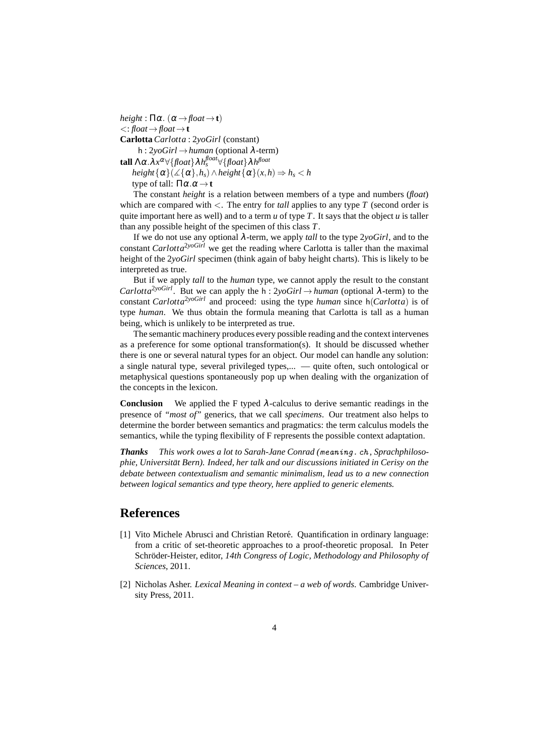$height : \Pi\alpha.\ (\alpha \to float \to \mathbf{t})$

$<: float \to float \to \mathbf{t}$

**Carlotta** $Carlotta : 2yoGirl$ (constant)

$\mathsf{h} : 2yoGirl \to human$ (optional $\lambda$-term)

**tall** $\Lambda\alpha.\lambda x^{\alpha} \forall\{float\} \lambda h_s^{float} \forall\{float\} \lambda h^{float}$

$height\{\alpha\}(\measuredangle\{\alpha\}, h_s) \wedge height\{\alpha\}(x,h) \Rightarrow h_s < h$

type of tall: $\Pi\alpha.\alpha \to \mathbf{t}$

The constant *height* is a relation between members of a type and numbers (*float*) which are compared with $<$. The entry for *tall* applies to any type $T$ (second order is quite important here as well) and to a term $u$ of type $T$. It says that the object $u$ is taller than any possible height of the specimen of this class $T$.

If we do not use any optional $\lambda$-term, we apply *tall* to the type 2*yoGirl*, and to the constant $Carlotta^{2yoGirl}$ we get the reading where Carlotta is taller than the maximal height of the 2*yoGirl* specimen (think again of baby height charts). This is likely to be interpreted as true.

But if we apply *tall* to the *human* type, we cannot apply the result to the constant $Carlotta^{2yoGirl}$. But we can apply the $\mathsf{h} : 2yoGirl \to human$ (optional $\lambda$-term) to the constant $Carlotta^{2yoGirl}$ and proceed: using the type *human* since $\mathsf{h}(Carlotta)$ is of type *human*. We thus obtain the formula meaning that Carlotta is tall as a human being, which is unlikely to be interpreted as true.

The semantic machinery produces every possible reading and the context intervenes as a preference for some optional transformation(s). It should be discussed whether there is one or several natural types for an object. Our model can handle any solution: a single natural type, several privileged types,... — quite often, such ontological or metaphysical questions spontaneously pop up when dealing with the organization of the concepts in the lexicon.

**Conclusion** We applied the F typed $\lambda$-calculus to derive semantic readings in the presence of "*most of*" generics, that we call *specimens*. Our treatment also helps to determine the border between semantics and pragmatics: the term calculus models the semantics, while the typing flexibility of F represents the possible context adaptation.

***Thanks*** *This work owes a lot to Sarah-Jane Conrad (meaning.ch, Sprachphilosophie, Universität Bern). Indeed, her talk and our discussions initiated in Cerisy on the debate between contextualism and semantic minimalism, lead us to a new connection between logical semantics and type theory, here applied to generic elements.*

## References

[1] Vito Michele Abrusci and Christian Retoré. Quantification in ordinary language: from a critic of set-theoretic approaches to a proof-theoretic proposal. In Peter Schröder-Heister, editor, *14th Congress of Logic, Methodology and Philosophy of Sciences*, 2011.

[2] Nicholas Asher. *Lexical Meaning in context – a web of words*. Cambridge University Press, 2011.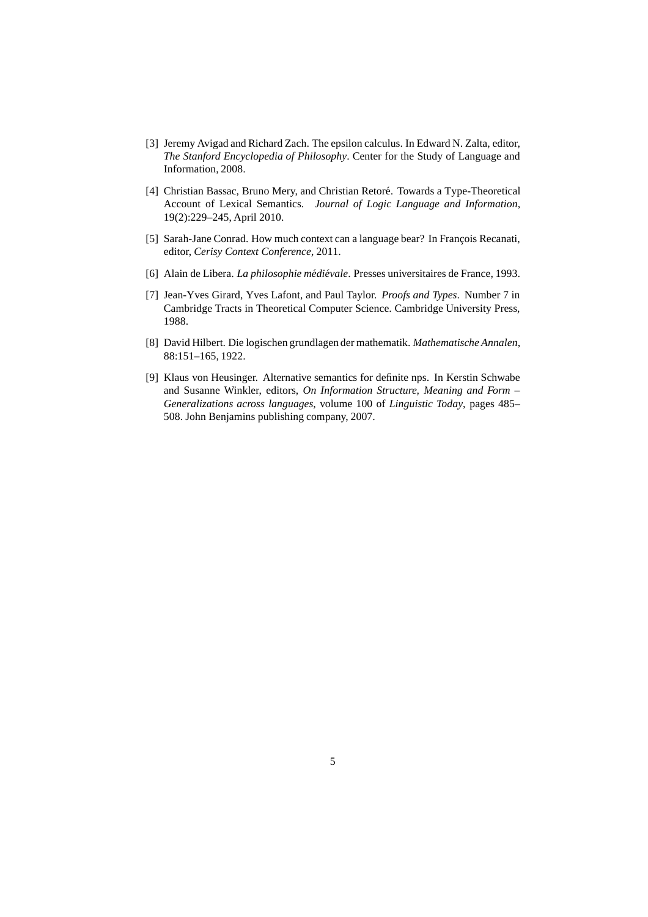[3] Jeremy Avigad and Richard Zach. The epsilon calculus. In Edward N. Zalta, editor, *The Stanford Encyclopedia of Philosophy*. Center for the Study of Language and Information, 2008.

[4] Christian Bassac, Bruno Mery, and Christian Retoré. Towards a Type-Theoretical Account of Lexical Semantics. *Journal of Logic Language and Information*, 19(2):229–245, April 2010.

[5] Sarah-Jane Conrad. How much context can a language bear? In François Recanati, editor, *Cerisy Context Conference*, 2011.

[6] Alain de Libera. *La philosophie médiévale*. Presses universitaires de France, 1993.

[7] Jean-Yves Girard, Yves Lafont, and Paul Taylor. *Proofs and Types*. Number 7 in Cambridge Tracts in Theoretical Computer Science. Cambridge University Press, 1988.

[8] David Hilbert. Die logischen grundlagen der mathematik. *Mathematische Annalen*, 88:151–165, 1922.

[9] Klaus von Heusinger. Alternative semantics for definite nps. In Kerstin Schwabe and Susanne Winkler, editors, *On Information Structure, Meaning and Form – Generalizations across languages*, volume 100 of *Linguistic Today*, pages 485–508. John Benjamins publishing company, 2007.